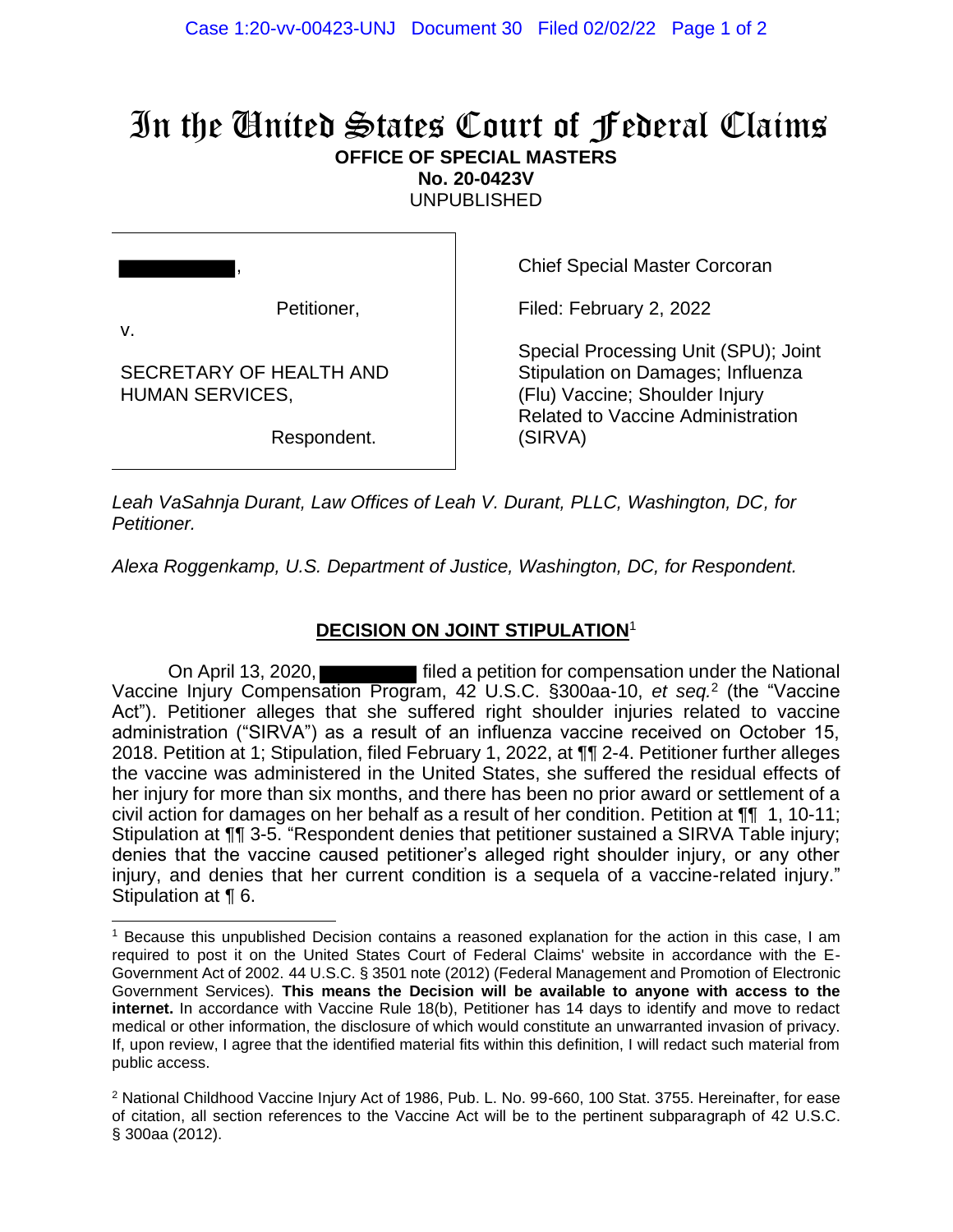# In the United States Court of Federal Claims

**OFFICE OF SPECIAL MASTERS**
**No. 20-0423V**
UNPUBLISHED

| | |
|---|---|
| ███████████, Petitioner, v. SECRETARY OF HEALTH AND HUMAN SERVICES, Respondent. | Chief Special Master Corcoran<br><br>Filed: February 2, 2022<br><br>Special Processing Unit (SPU); Joint Stipulation on Damages; Influenza (Flu) Vaccine; Shoulder Injury Related to Vaccine Administration (SIRVA) |

*Leah VaSahnja Durant, Law Offices of Leah V. Durant, PLLC, Washington, DC, for Petitioner.*

*Alexa Roggenkamp, U.S. Department of Justice, Washington, DC, for Respondent.*

## DECISION ON JOINT STIPULATION[1]

On April 13, 2020, ██████████ filed a petition for compensation under the National Vaccine Injury Compensation Program, 42 U.S.C. §300aa-10, *et seq.*[2] (the "Vaccine Act"). Petitioner alleges that she suffered right shoulder injuries related to vaccine administration ("SIRVA") as a result of an influenza vaccine received on October 15, 2018. Petition at 1; Stipulation, filed February 1, 2022, at ¶¶ 2-4. Petitioner further alleges the vaccine was administered in the United States, she suffered the residual effects of her injury for more than six months, and there has been no prior award or settlement of a civil action for damages on her behalf as a result of her condition. Petition at ¶¶ 1, 10-11; Stipulation at ¶¶ 3-5. "Respondent denies that petitioner sustained a SIRVA Table injury; denies that the vaccine caused petitioner's alleged right shoulder injury, or any other injury, and denies that her current condition is a sequela of a vaccine-related injury." Stipulation at ¶ 6.

---

[1] Because this unpublished Decision contains a reasoned explanation for the action in this case, I am required to post it on the United States Court of Federal Claims' website in accordance with the E-Government Act of 2002. 44 U.S.C. § 3501 note (2012) (Federal Management and Promotion of Electronic Government Services). **This means the Decision will be available to anyone with access to the internet.** In accordance with Vaccine Rule 18(b), Petitioner has 14 days to identify and move to redact medical or other information, the disclosure of which would constitute an unwarranted invasion of privacy. If, upon review, I agree that the identified material fits within this definition, I will redact such material from public access.

[2] National Childhood Vaccine Injury Act of 1986, Pub. L. No. 99-660, 100 Stat. 3755. Hereinafter, for ease of citation, all section references to the Vaccine Act will be to the pertinent subparagraph of 42 U.S.C. § 300aa (2012).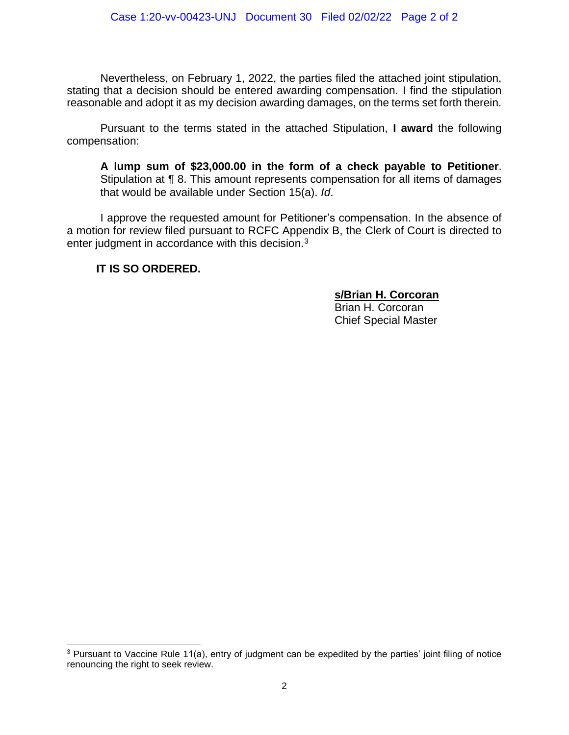Nevertheless, on February 1, 2022, the parties filed the attached joint stipulation, stating that a decision should be entered awarding compensation. I find the stipulation reasonable and adopt it as my decision awarding damages, on the terms set forth therein.

Pursuant to the terms stated in the attached Stipulation, **I award** the following compensation:

> **A lump sum of $23,000.00 in the form of a check payable to Petitioner**. Stipulation at ¶ 8. This amount represents compensation for all items of damages that would be available under Section 15(a). *Id*.

I approve the requested amount for Petitioner's compensation. In the absence of a motion for review filed pursuant to RCFC Appendix B, the Clerk of Court is directed to enter judgment in accordance with this decision.[3]

**IT IS SO ORDERED.**

**s/Brian H. Corcoran**
Brian H. Corcoran
Chief Special Master

---

[3] Pursuant to Vaccine Rule 11(a), entry of judgment can be expedited by the parties' joint filing of notice renouncing the right to seek review.